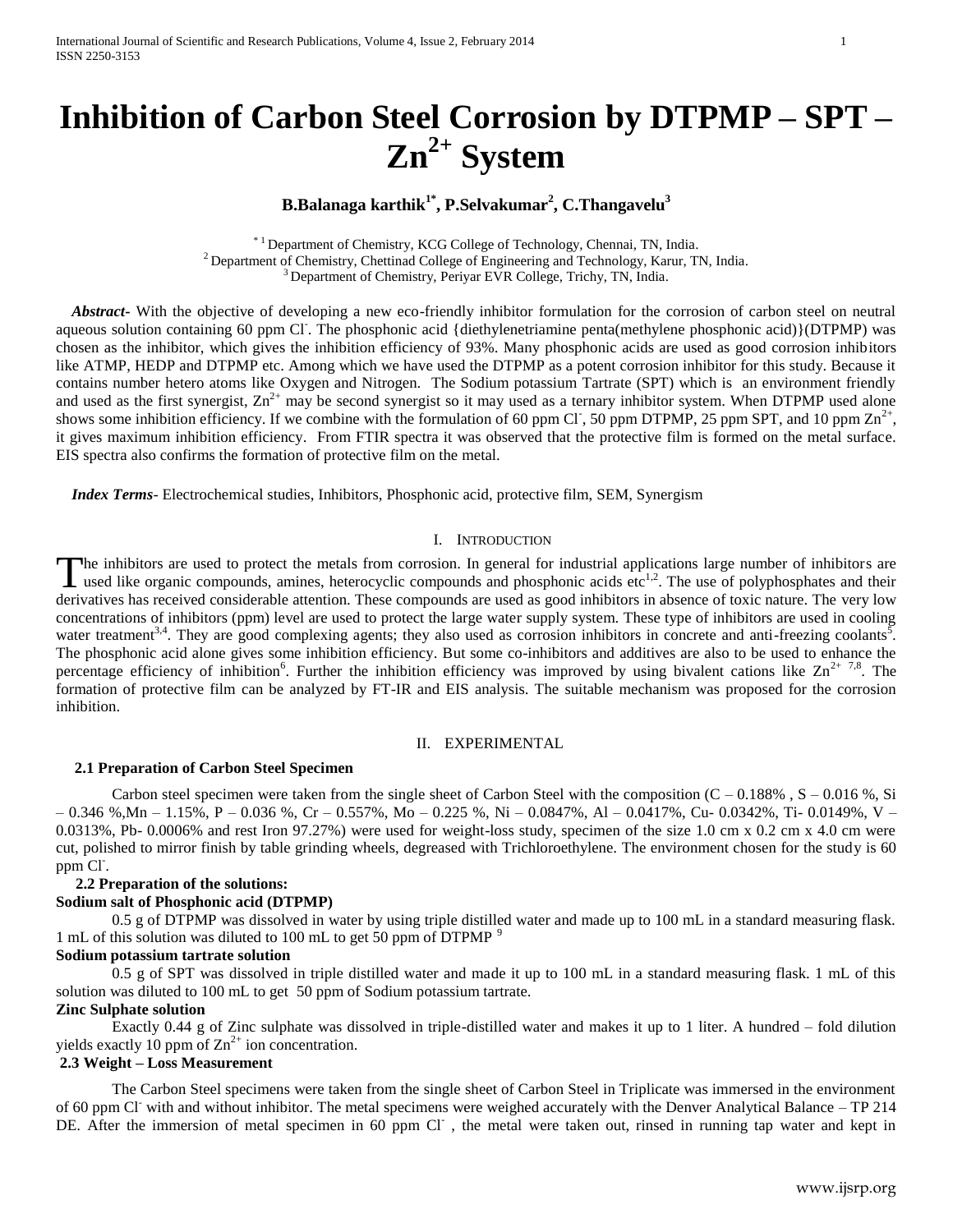# Inhibition of Carbon Steel Corrosion by DTPMP – SPT – $Zn^{2+}$ System

**B.Balanaga karthik[1*], P.Selvakumar[2], C.Thangavelu[3]**

[*1] Department of Chemistry, KCG College of Technology, Chennai, TN, India.
[2] Department of Chemistry, Chettinad College of Engineering and Technology, Karur, TN, India.
[3] Department of Chemistry, Periyar EVR College, Trichy, TN, India.

***Abstract***- With the objective of developing a new eco-friendly inhibitor formulation for the corrosion of carbon steel on neutral aqueous solution containing 60 ppm $Cl^-$. The phosphonic acid {diethylenetriamine penta(methylene phosphonic acid)}(DTPMP) was chosen as the inhibitor, which gives the inhibition efficiency of 93%. Many phosphonic acids are used as good corrosion inhibitors like ATMP, HEDP and DTPMP etc. Among which we have used the DTPMP as a potent corrosion inhibitor for this study. Because it contains number hetero atoms like Oxygen and Nitrogen. The Sodium potassium Tartrate (SPT) which is an environment friendly and used as the first synergist, $Zn^{2+}$ may be second synergist so it may used as a ternary inhibitor system. When DTPMP used alone shows some inhibition efficiency. If we combine with the formulation of 60 ppm $Cl^-$, 50 ppm DTPMP, 25 ppm SPT, and 10 ppm $Zn^{2+}$, it gives maximum inhibition efficiency. From FTIR spectra it was observed that the protective film is formed on the metal surface. EIS spectra also confirms the formation of protective film on the metal.

***Index Terms***- Electrochemical studies, Inhibitors, Phosphonic acid, protective film, SEM, Synergism

## I. Introduction

The inhibitors are used to protect the metals from corrosion. In general for industrial applications large number of inhibitors are used like organic compounds, amines, heterocyclic compounds and phosphonic acids etc[1,2]. The use of polyphosphates and their derivatives has received considerable attention. These compounds are used as good inhibitors in absence of toxic nature. The very low concentrations of inhibitors (ppm) level are used to protect the large water supply system. These type of inhibitors are used in cooling water treatment[3,4]. They are good complexing agents; they also used as corrosion inhibitors in concrete and anti-freezing coolants[5]. The phosphonic acid alone gives some inhibition efficiency. But some co-inhibitors and additives are also to be used to enhance the percentage efficiency of inhibition[6]. Further the inhibition efficiency was improved by using bivalent cations like $Zn^{2+}$ [7,8]. The formation of protective film can be analyzed by FT-IR and EIS analysis. The suitable mechanism was proposed for the corrosion inhibition.

## II. Experimental

### 2.1 Preparation of Carbon Steel Specimen

Carbon steel specimen were taken from the single sheet of Carbon Steel with the composition (C – 0.188% , S – 0.016 %, Si – 0.346 %,Mn – 1.15%, P – 0.036 %, Cr – 0.557%, Mo – 0.225 %, Ni – 0.0847%, Al – 0.0417%, Cu- 0.0342%, Ti- 0.0149%, V – 0.0313%, Pb- 0.0006% and rest Iron 97.27%) were used for weight-loss study, specimen of the size 1.0 cm x 0.2 cm x 4.0 cm were cut, polished to mirror finish by table grinding wheels, degreased with Trichloroethylene. The environment chosen for the study is 60 ppm $Cl^-$.

### 2.2 Preparation of the solutions:

**Sodium salt of Phosphonic acid (DTPMP)**

0.5 g of DTPMP was dissolved in water by using triple distilled water and made up to 100 mL in a standard measuring flask. 1 mL of this solution was diluted to 100 mL to get 50 ppm of DTPMP [9]

**Sodium potassium tartrate solution**

0.5 g of SPT was dissolved in triple distilled water and made it up to 100 mL in a standard measuring flask. 1 mL of this solution was diluted to 100 mL to get 50 ppm of Sodium potassium tartrate.

**Zinc Sulphate solution**

Exactly 0.44 g of Zinc sulphate was dissolved in triple-distilled water and makes it up to 1 liter. A hundred – fold dilution yields exactly 10 ppm of $Zn^{2+}$ ion concentration.

### 2.3 Weight – Loss Measurement

The Carbon Steel specimens were taken from the single sheet of Carbon Steel in Triplicate was immersed in the environment of 60 ppm $Cl^-$ with and without inhibitor. The metal specimens were weighed accurately with the Denver Analytical Balance – TP 214 DE. After the immersion of metal specimen in 60 ppm $Cl^-$ , the metal were taken out, rinsed in running tap water and kept in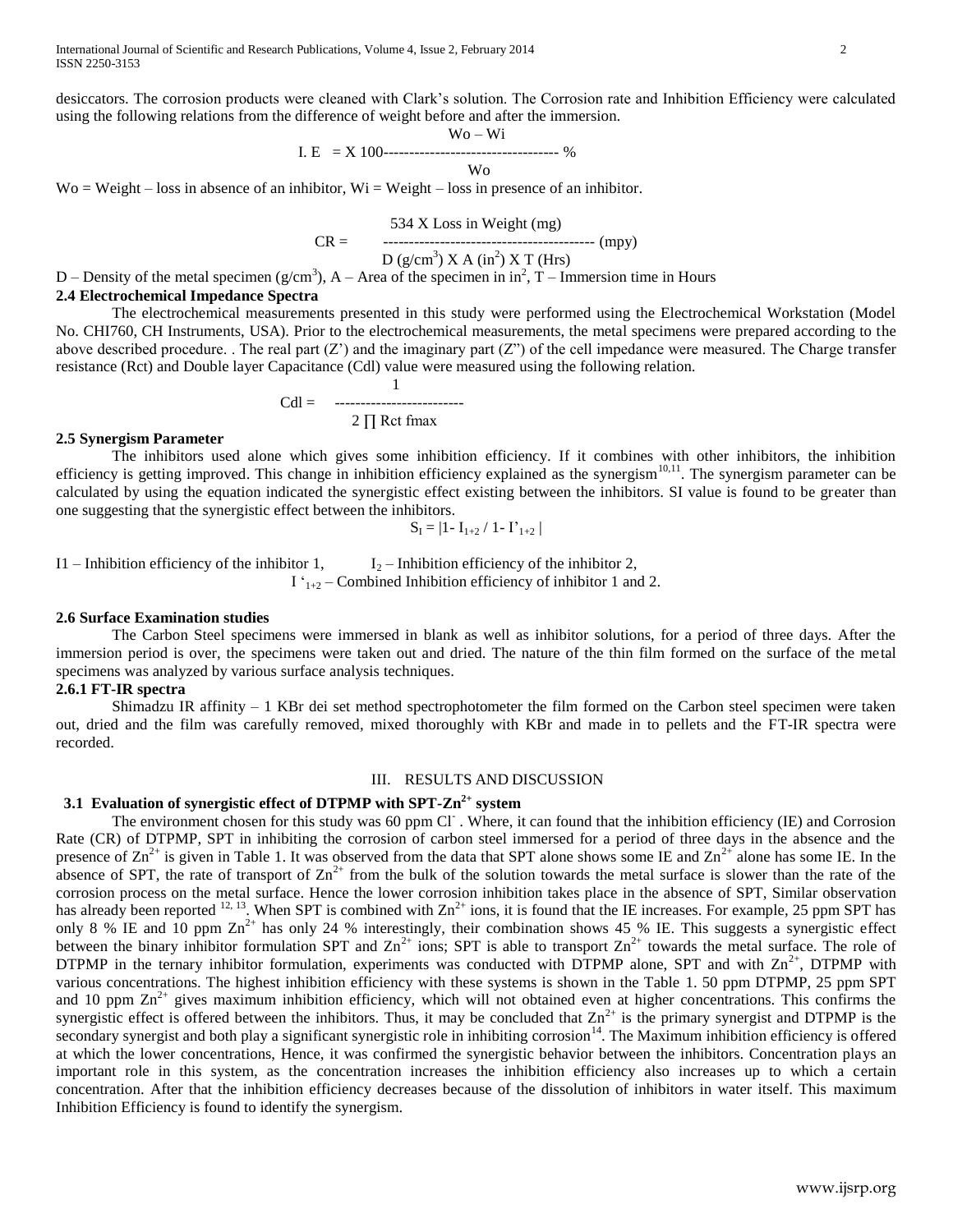desiccators. The corrosion products were cleaned with Clark's solution. The Corrosion rate and Inhibition Efficiency were calculated using the following relations from the difference of weight before and after the immersion.

$$I.E = \frac{Wo - Wi}{Wo} \times 100 \ \%$$

Wo = Weight – loss in absence of an inhibitor, Wi = Weight – loss in presence of an inhibitor.

$$CR = \frac{534 \times \text{Loss in Weight (mg)}}{D\ (g/cm^3) \times A\ (in^2) \times T\ (Hrs)}\ (mpy)$$

D – Density of the metal specimen ($g/cm^3$), A – Area of the specimen in $in^2$, T – Immersion time in Hours

### 2.4 Electrochemical Impedance Spectra

The electrochemical measurements presented in this study were performed using the Electrochemical Workstation (Model No. CHI760, CH Instruments, USA). Prior to the electrochemical measurements, the metal specimens were prepared according to the above described procedure. . The real part (Z') and the imaginary part (Z") of the cell impedance were measured. The Charge transfer resistance (Rct) and Double layer Capacitance (Cdl) value were measured using the following relation.

$$Cdl = \frac{1}{2 \prod Rct\ fmax}$$

### 2.5 Synergism Parameter

The inhibitors used alone which gives some inhibition efficiency. If it combines with other inhibitors, the inhibition efficiency is getting improved. This change in inhibition efficiency explained as the synergism[10,11]. The synergism parameter can be calculated by using the equation indicated the synergistic effect existing between the inhibitors. SI value is found to be greater than one suggesting that the synergistic effect between the inhibitors.

$$S_I = |1- I_{1+2} / 1- I'_{1+2}|$$

I1 – Inhibition efficiency of the inhibitor 1, $I_2$ – Inhibition efficiency of the inhibitor 2,
$I'_{1+2}$ – Combined Inhibition efficiency of inhibitor 1 and 2.

### 2.6 Surface Examination studies

The Carbon Steel specimens were immersed in blank as well as inhibitor solutions, for a period of three days. After the immersion period is over, the specimens were taken out and dried. The nature of the thin film formed on the surface of the metal specimens was analyzed by various surface analysis techniques.

#### 2.6.1 FT-IR spectra

Shimadzu IR affinity – 1 KBr dei set method spectrophotometer the film formed on the Carbon steel specimen were taken out, dried and the film was carefully removed, mixed thoroughly with KBr and made in to pellets and the FT-IR spectra were recorded.

## III. RESULTS AND DISCUSSION

### 3.1 Evaluation of synergistic effect of DTPMP with SPT-$Zn^{2+}$ system

The environment chosen for this study was 60 ppm $Cl^-$ . Where, it can found that the inhibition efficiency (IE) and Corrosion Rate (CR) of DTPMP, SPT in inhibiting the corrosion of carbon steel immersed for a period of three days in the absence and the presence of $Zn^{2+}$ is given in Table 1. It was observed from the data that SPT alone shows some IE and $Zn^{2+}$ alone has some IE. In the absence of SPT, the rate of transport of $Zn^{2+}$ from the bulk of the solution towards the metal surface is slower than the rate of the corrosion process on the metal surface. Hence the lower corrosion inhibition takes place in the absence of SPT, Similar observation has already been reported [12, 13]. When SPT is combined with $Zn^{2+}$ ions, it is found that the IE increases. For example, 25 ppm SPT has only 8 % IE and 10 ppm $Zn^{2+}$ has only 24 % interestingly, their combination shows 45 % IE. This suggests a synergistic effect between the binary inhibitor formulation SPT and $Zn^{2+}$ ions; SPT is able to transport $Zn^{2+}$ towards the metal surface. The role of DTPMP in the ternary inhibitor formulation, experiments was conducted with DTPMP alone, SPT and with $Zn^{2+}$, DTPMP with various concentrations. The highest inhibition efficiency with these systems is shown in the Table 1. 50 ppm DTPMP, 25 ppm SPT and 10 ppm $Zn^{2+}$ gives maximum inhibition efficiency, which will not obtained even at higher concentrations. This confirms the synergistic effect is offered between the inhibitors. Thus, it may be concluded that $Zn^{2+}$ is the primary synergist and DTPMP is the secondary synergist and both play a significant synergistic role in inhibiting corrosion[14]. The Maximum inhibition efficiency is offered at which the lower concentrations, Hence, it was confirmed the synergistic behavior between the inhibitors. Concentration plays an important role in this system, as the concentration increases the inhibition efficiency also increases up to which a certain concentration. After that the inhibition efficiency decreases because of the dissolution of inhibitors in water itself. This maximum Inhibition Efficiency is found to identify the synergism.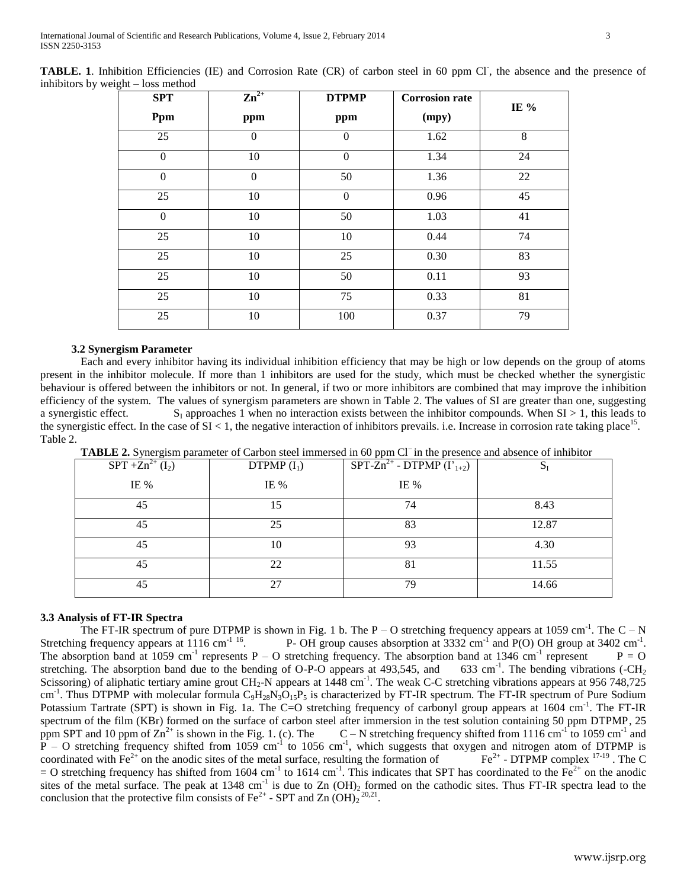**TABLE. 1**. Inhibition Efficiencies (IE) and Corrosion Rate (CR) of carbon steel in 60 ppm $Cl^-$, the absence and the presence of inhibitors by weight – loss method

| SPT Ppm | $Zn^{2+}$ ppm | DTPMP ppm | Corrosion rate (mpy) | IE % |
|---|---|---|---|---|
| 25 | 0 | 0 | 1.62 | 8 |
| 0 | 10 | 0 | 1.34 | 24 |
| 0 | 0 | 50 | 1.36 | 22 |
| 25 | 10 | 0 | 0.96 | 45 |
| 0 | 10 | 50 | 1.03 | 41 |
| 25 | 10 | 10 | 0.44 | 74 |
| 25 | 10 | 25 | 0.30 | 83 |
| 25 | 10 | 50 | 0.11 | 93 |
| 25 | 10 | 75 | 0.33 | 81 |
| 25 | 10 | 100 | 0.37 | 79 |

### 3.2 Synergism Parameter

Each and every inhibitor having its individual inhibition efficiency that may be high or low depends on the group of atoms present in the inhibitor molecule. If more than 1 inhibitors are used for the study, which must be checked whether the synergistic behaviour is offered between the inhibitors or not. In general, if two or more inhibitors are combined that may improve the inhibition efficiency of the system. The values of synergism parameters are shown in Table 2. The values of SI are greater than one, suggesting a synergistic effect. $S_I$ approaches 1 when no interaction exists between the inhibitor compounds. When SI > 1, this leads to the synergistic effect. In the case of SI < 1, the negative interaction of inhibitors prevails. i.e. Increase in corrosion rate taking place[15].
Table 2.

**TABLE 2.** Synergism parameter of Carbon steel immersed in 60 ppm $Cl^-$ in the presence and absence of inhibitor

| SPT +$Zn^{2+}$ ($I_2$) IE % | DTPMP ($I_1$) IE % | SPT-$Zn^{2+}$ - DTPMP ($I'_{1+2}$) IE % | $S_I$ |
|---|---|---|---|
| 45 | 15 | 74 | 8.43 |
| 45 | 25 | 83 | 12.87 |
| 45 | 10 | 93 | 4.30 |
| 45 | 22 | 81 | 11.55 |
| 45 | 27 | 79 | 14.66 |

### 3.3 Analysis of FT-IR Spectra

The FT-IR spectrum of pure DTPMP is shown in Fig. 1 b. The P – O stretching frequency appears at 1059 $cm^{-1}$. The C – N Stretching frequency appears at 1116 $cm^{-1}$ [16]. P- OH group causes absorption at 3332 $cm^{-1}$ and P(O) OH group at 3402 $cm^{-1}$. The absorption band at 1059 $cm^{-1}$ represents P – O stretching frequency. The absorption band at 1346 $cm^{-1}$ represent P = O stretching. The absorption band due to the bending of O-P-O appears at 493,545, and 633 $cm^{-1}$. The bending vibrations (-$CH_2$ Scissoring) of aliphatic tertiary amine grout $CH_2$-N appears at 1448 $cm^{-1}$. The weak C-C stretching vibrations appears at 956 748,725 $cm^{-1}$. Thus DTPMP with molecular formula $C_9H_{28}N_3O_{15}P_5$ is characterized by FT-IR spectrum. The FT-IR spectrum of Pure Sodium Potassium Tartrate (SPT) is shown in Fig. 1a. The C=O stretching frequency of carbonyl group appears at 1604 $cm^{-1}$. The FT-IR spectrum of the film (KBr) formed on the surface of carbon steel after immersion in the test solution containing 50 ppm DTPMP, 25 ppm SPT and 10 ppm of $Zn^{2+}$ is shown in the Fig. 1. (c). The C – N stretching frequency shifted from 1116 $cm^{-1}$ to 1059 $cm^{-1}$ and P – O stretching frequency shifted from 1059 $cm^{-1}$ to 1056 $cm^{-1}$, which suggests that oxygen and nitrogen atom of DTPMP is coordinated with $Fe^{2+}$ on the anodic sites of the metal surface, resulting the formation of $Fe^{2+}$ - DTPMP complex [17-19]. The C = O stretching frequency has shifted from 1604 $cm^{-1}$ to 1614 $cm^{-1}$. This indicates that SPT has coordinated to the $Fe^{2+}$ on the anodic sites of the metal surface. The peak at 1348 $cm^{-1}$ is due to Zn $(OH)_2$ formed on the cathodic sites. Thus FT-IR spectra lead to the conclusion that the protective film consists of $Fe^{2+}$ - SPT and Zn $(OH)_2$ [20,21].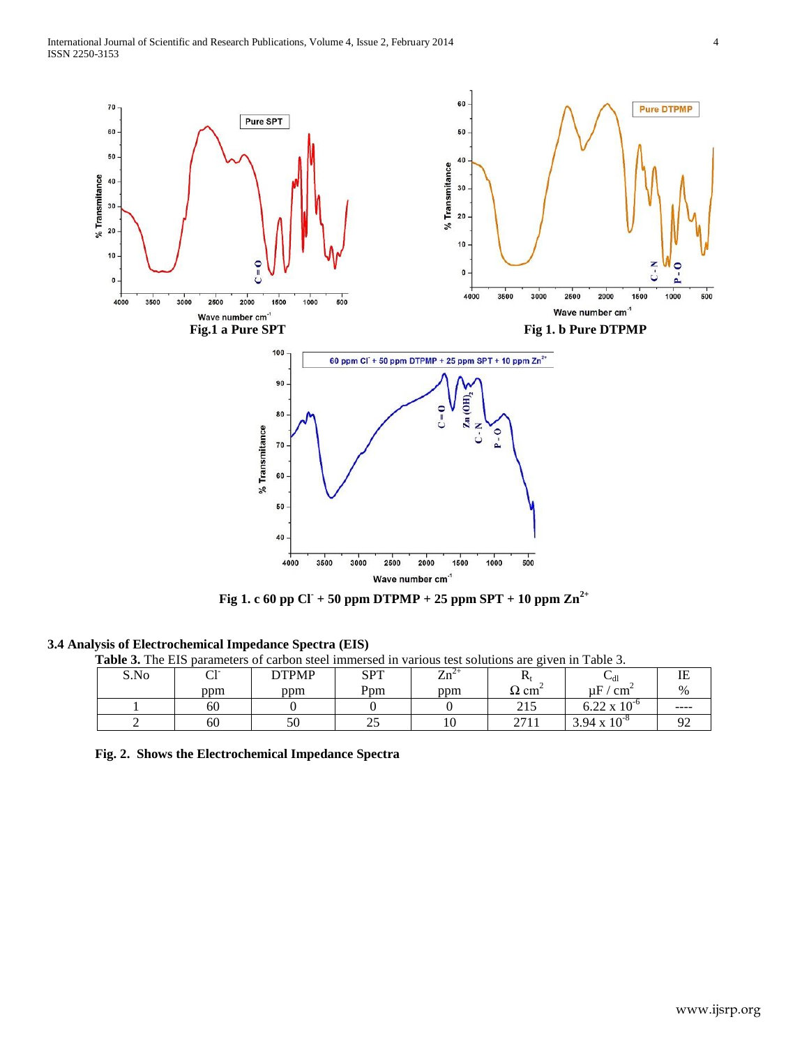Fig.1 a Pure SPT

Fig 1. b Pure DTPMP

Fig 1. c 60 pp $Cl^-$ + 50 ppm DTPMP + 25 ppm SPT + 10 ppm $Zn^{2+}$

### 3.4 Analysis of Electrochemical Impedance Spectra (EIS)

**Table 3.** The EIS parameters of carbon steel immersed in various test solutions are given in Table 3.

| S.No | $Cl^-$ ppm | DTPMP ppm | SPT Ppm | $Zn^{2+}$ ppm | $R_t$ $\Omega$ $cm^2$ | $C_{dl}$ $\mu F / cm^2$ | IE % |
|---|---|---|---|---|---|---|---|
| 1 | 60 | 0 | 0 | 0 | 215 | $6.22 \times 10^{-6}$ | ---- |
| 2 | 60 | 50 | 25 | 10 | 2711 | $3.94 \times 10^{-8}$ | 92 |

**Fig. 2. Shows the Electrochemical Impedance Spectra**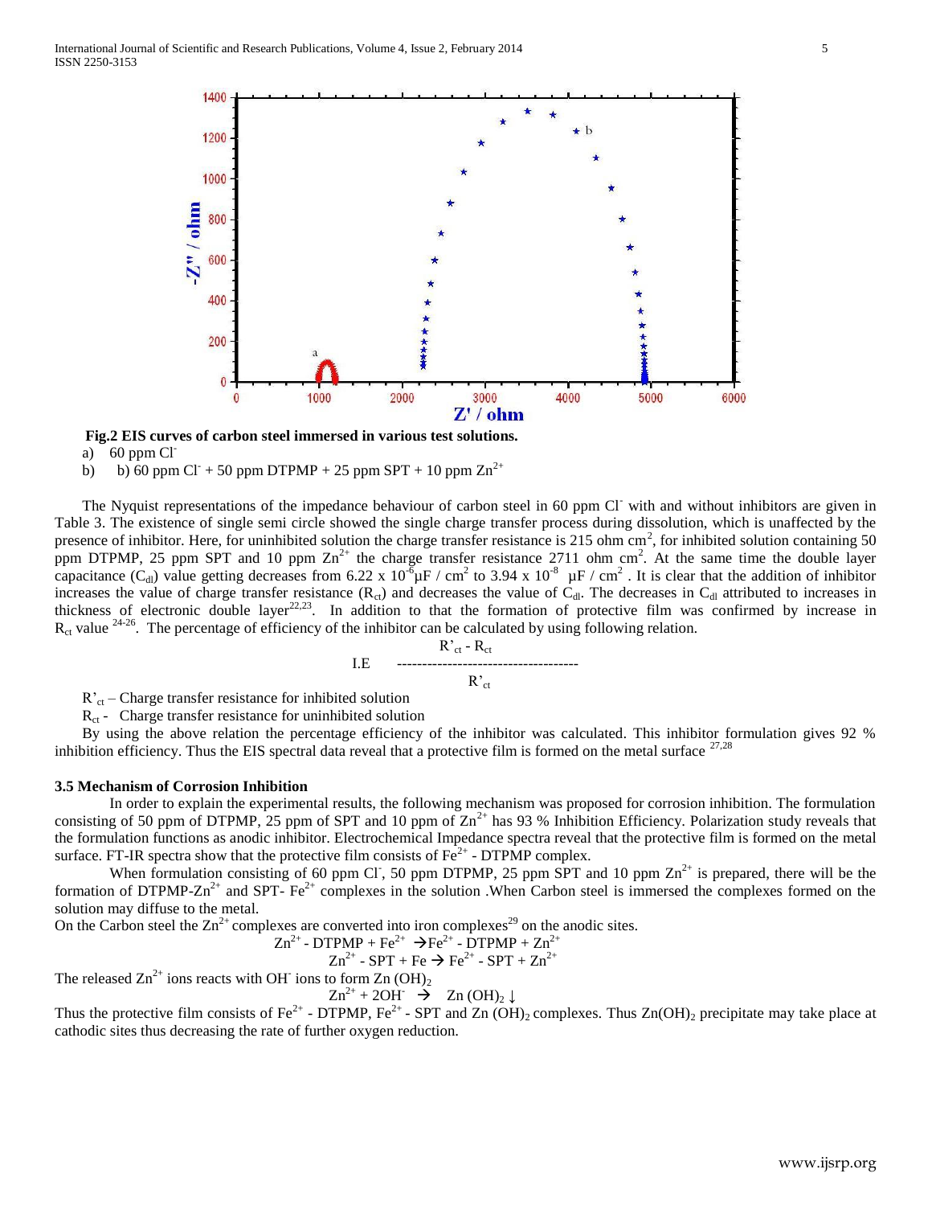**Fig.2 EIS curves of carbon steel immersed in various test solutions.**

a) 60 ppm $Cl^-$

b) b) 60 ppm $Cl^-$ + 50 ppm DTPMP + 25 ppm SPT + 10 ppm $Zn^{2+}$

The Nyquist representations of the impedance behaviour of carbon steel in 60 ppm $Cl^-$ with and without inhibitors are given in Table 3. The existence of single semi circle showed the single charge transfer process during dissolution, which is unaffected by the presence of inhibitor. Here, for uninhibited solution the charge transfer resistance is 215 ohm $cm^2$, for inhibited solution containing 50 ppm DTPMP, 25 ppm SPT and 10 ppm $Zn^{2+}$ the charge transfer resistance 2711 ohm $cm^2$. At the same time the double layer capacitance ($C_{dl}$) value getting decreases from 6.22 x $10^{-6}$μF / $cm^2$ to 3.94 x $10^{-8}$ μF / $cm^2$ . It is clear that the addition of inhibitor increases the value of charge transfer resistance ($R_{ct}$) and decreases the value of $C_{dl}$. The decreases in $C_{dl}$ attributed to increases in thickness of electronic double layer[22,23]. In addition to that the formation of protective film was confirmed by increase in $R_{ct}$ value [24-26]. The percentage of efficiency of the inhibitor can be calculated by using following relation.

$$I.E = \frac{R'_{ct} - R_{ct}}{R'_{ct}}$$

$R'_{ct}$ – Charge transfer resistance for inhibited solution

$R_{ct}$ - Charge transfer resistance for uninhibited solution

By using the above relation the percentage efficiency of the inhibitor was calculated. This inhibitor formulation gives 92 % inhibition efficiency. Thus the EIS spectral data reveal that a protective film is formed on the metal surface [27,28]

### 3.5 Mechanism of Corrosion Inhibition

In order to explain the experimental results, the following mechanism was proposed for corrosion inhibition. The formulation consisting of 50 ppm of DTPMP, 25 ppm of SPT and 10 ppm of $Zn^{2+}$ has 93 % Inhibition Efficiency. Polarization study reveals that the formulation functions as anodic inhibitor. Electrochemical Impedance spectra reveal that the protective film is formed on the metal surface. FT-IR spectra show that the protective film consists of $Fe^{2+}$ - DTPMP complex.

When formulation consisting of 60 ppm $Cl^-$, 50 ppm DTPMP, 25 ppm SPT and 10 ppm $Zn^{2+}$ is prepared, there will be the formation of DTPMP-$Zn^{2+}$ and SPT- $Fe^{2+}$ complexes in the solution .When Carbon steel is immersed the complexes formed on the solution may diffuse to the metal.

On the Carbon steel the $Zn^{2+}$ complexes are converted into iron complexes[29] on the anodic sites.

$$Zn^{2+} - DTPMP + Fe^{2+} \rightarrow Fe^{2+} - DTPMP + Zn^{2+}$$

$$Zn^{2+} - SPT + Fe \rightarrow Fe^{2+} - SPT + Zn^{2+}$$

The released $Zn^{2+}$ ions reacts with $OH^-$ ions to form $Zn(OH)_2$

$$Zn^{2+} + 2OH^- \rightarrow Zn(OH)_2 \downarrow$$

Thus the protective film consists of $Fe^{2+}$ - DTPMP, $Fe^{2+}$ - SPT and $Zn(OH)_2$ complexes. Thus $Zn(OH)_2$ precipitate may take place at cathodic sites thus decreasing the rate of further oxygen reduction.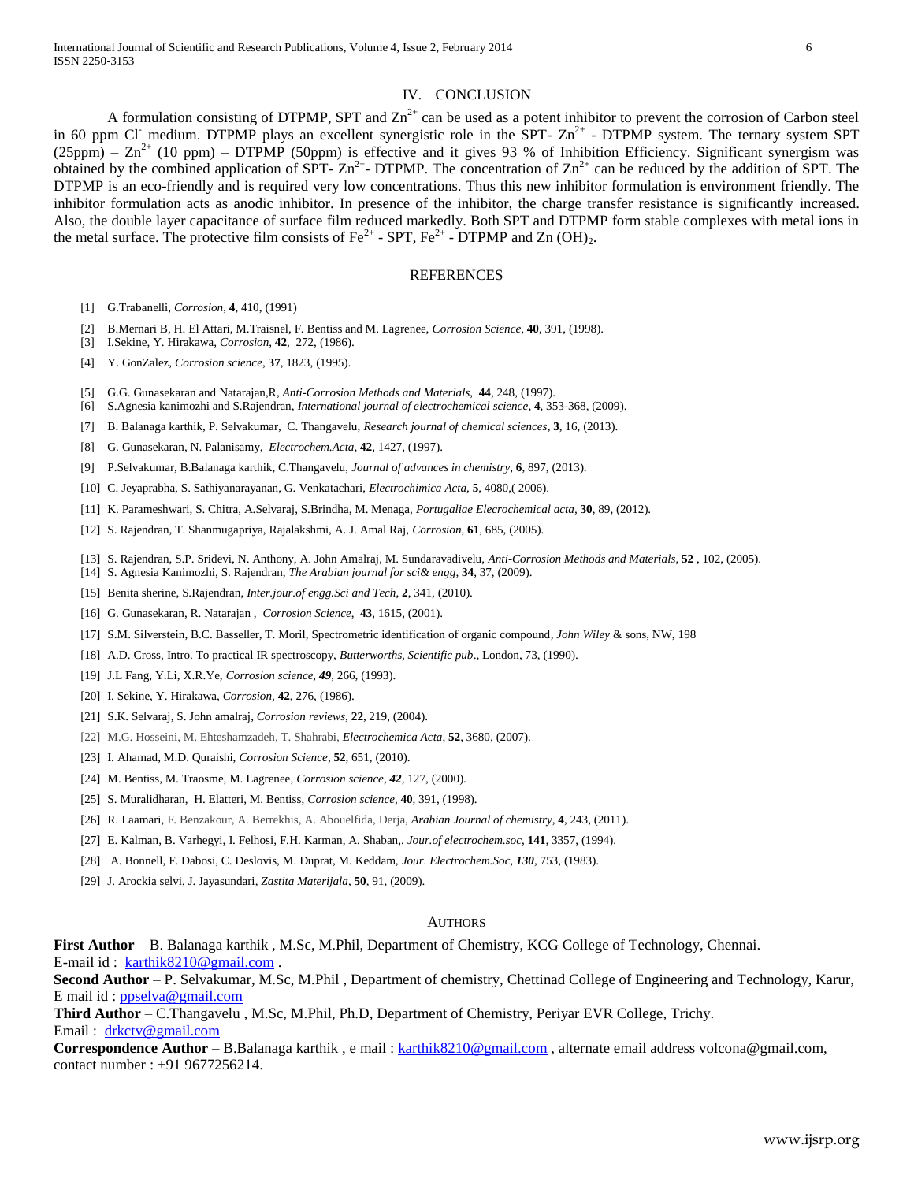## IV. CONCLUSION

A formulation consisting of DTPMP, SPT and $Zn^{2+}$ can be used as a potent inhibitor to prevent the corrosion of Carbon steel in 60 ppm $Cl^-$ medium. DTPMP plays an excellent synergistic role in the SPT- $Zn^{2+}$ - DTPMP system. The ternary system SPT (25ppm) – $Zn^{2+}$ (10 ppm) – DTPMP (50ppm) is effective and it gives 93 % of Inhibition Efficiency. Significant synergism was obtained by the combined application of SPT- $Zn^{2+}$- DTPMP. The concentration of $Zn^{2+}$ can be reduced by the addition of SPT. The DTPMP is an eco-friendly and is required very low concentrations. Thus this new inhibitor formulation is environment friendly. The inhibitor formulation acts as anodic inhibitor. In presence of the inhibitor, the charge transfer resistance is significantly increased. Also, the double layer capacitance of surface film reduced markedly. Both SPT and DTPMP form stable complexes with metal ions in the metal surface. The protective film consists of $Fe^{2+}$ - SPT, $Fe^{2+}$ - DTPMP and Zn $(OH)_2$.

## REFERENCES

[1] G.Trabanelli, *Corrosion*, **4**, 410, (1991)

[2] B.Mernari B, H. El Attari, M.Traisnel, F. Bentiss and M. Lagrenee, *Corrosion Science*, **40**, 391, (1998).

[3] I.Sekine, Y. Hirakawa, *Corrosion*, **42**, 272, (1986).

[4] Y. GonZalez, *Corrosion science*, **37**, 1823, (1995).

[5] G.G. Gunasekaran and Natarajan,R, *Anti-Corrosion Methods and Materials*, **44**, 248, (1997).

[6] S.Agnesia kanimozhi and S.Rajendran, *International journal of electrochemical science*, **4**, 353-368, (2009).

[7] B. Balanaga karthik, P. Selvakumar, C. Thangavelu, *Research journal of chemical sciences*, **3**, 16, (2013).

[8] G. Gunasekaran, N. Palanisamy, *Electrochem.Acta*, **42**, 1427, (1997).

[9] P.Selvakumar, B.Balanaga karthik, C.Thangavelu, *Journal of advances in chemistry*, **6**, 897, (2013).

[10] C. Jeyaprabha, S. Sathiyanarayanan, G. Venkatachari, *Electrochimica Acta*, **5**, 4080,( 2006).

[11] K. Parameshwari, S. Chitra, A.Selvaraj, S.Brindha, M. Menaga, *Portugaliae Elecrochemical acta*, **30**, 89, (2012).

[12] S. Rajendran, T. Shanmugapriya, Rajalakshmi, A. J. Amal Raj, *Corrosion*, **61**, 685, (2005).

[13] S. Rajendran, S.P. Sridevi, N. Anthony, A. John Amalraj, M. Sundaravadivelu, *Anti-Corrosion Methods and Materials*, **52** , 102, (2005).

[14] S. Agnesia Kanimozhi, S. Rajendran, *The Arabian journal for sci& engg*, **34**, 37, (2009).

[15] Benita sherine, S.Rajendran, *Inter.jour.of engg.Sci and Tech*, **2**, 341, (2010).

[16] G. Gunasekaran, R. Natarajan , *Corrosion Science*, **43**, 1615, (2001).

[17] S.M. Silverstein, B.C. Basseller, T. Moril, Spectrometric identification of organic compound, *John Wiley* & sons, NW, 198

[18] A.D. Cross, Intro. To practical IR spectroscopy, *Butterworths, Scientific pub*., London, 73, (1990).

[19] J.L Fang, Y.Li, X.R.Ye, *Corrosion science*, ***49***, 266, (1993).

[20] I. Sekine, Y. Hirakawa, *Corrosion*, **42**, 276, (1986).

[21] S.K. Selvaraj, S. John amalraj, *Corrosion reviews*, **22**, 219, (2004).

[22] M.G. Hosseini, M. Ehteshamzadeh, T. Shahrabi, *Electrochemica Acta*, **52**, 3680, (2007).

[23] I. Ahamad, M.D. Quraishi, *Corrosion Science*, **52**, 651, (2010).

[24] M. Bentiss, M. Traosme, M. Lagrenee, *Corrosion science*, ***42***, 127, (2000).

[25] S. Muralidharan, H. Elatteri, M. Bentiss, *Corrosion science*, **40**, 391, (1998).

[26] R. Laamari, F. Benzakour, A. Berrekhis, A. Abouelfida, Derja, *Arabian Journal of chemistry*, **4**, 243, (2011).

[27] E. Kalman, B. Varhegyi, I. Felhosi, F.H. Karman, A. Shaban,. *Jour.of electrochem.soc*, **141**, 3357, (1994).

[28] A. Bonnell, F. Dabosi, C. Deslovis, M. Duprat, M. Keddam, *Jour. Electrochem.Soc*, ***130***, 753, (1983).

[29] J. Arockia selvi, J. Jayasundari, *Zastita Materijala*, **50**, 91, (2009).

## AUTHORS

**First Author** – B. Balanaga karthik , M.Sc, M.Phil, Department of Chemistry, KCG College of Technology, Chennai. E-mail id : karthik8210@gmail.com .

**Second Author** – P. Selvakumar, M.Sc, M.Phil , Department of chemistry, Chettinad College of Engineering and Technology, Karur, E mail id : ppselva@gmail.com

**Third Author** – C.Thangavelu , M.Sc, M.Phil, Ph.D, Department of Chemistry, Periyar EVR College, Trichy. Email : drkctv@gmail.com

**Correspondence Author** – B.Balanaga karthik , e mail : karthik8210@gmail.com , alternate email address volcona@gmail.com, contact number : +91 9677256214.